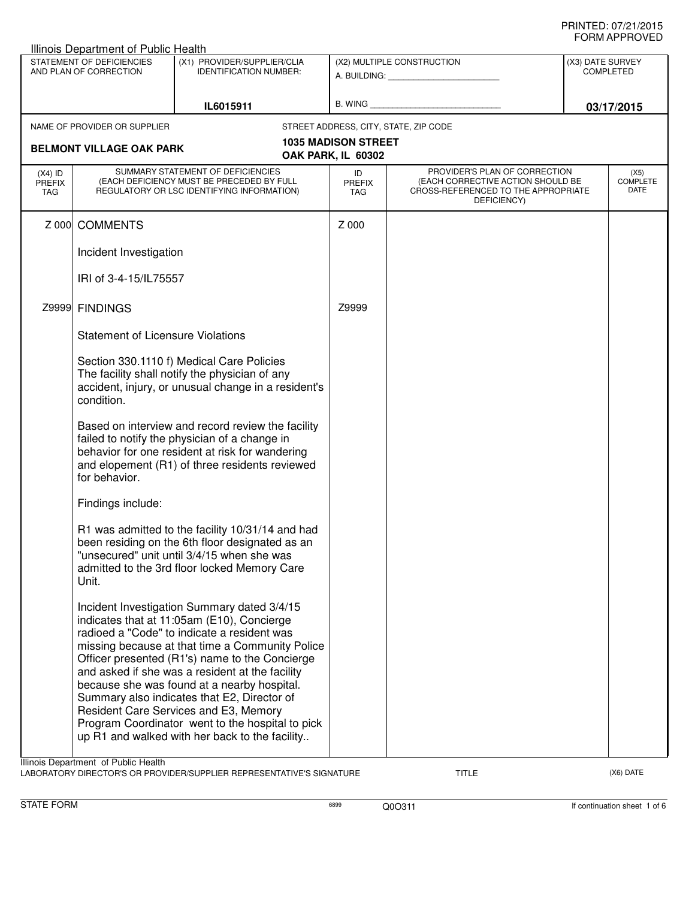PRINTED: 07/21/2015
FORM APPROVED

Illinois Department of Public Health

| STATEMENT OF DEFICIENCIES AND PLAN OF CORRECTION | (X1) PROVIDER/SUPPLIER/CLIA IDENTIFICATION NUMBER: | (X2) MULTIPLE CONSTRUCTION | (X3) DATE SURVEY COMPLETED |
|---|---|---|---|
| | IL6015911 | A. BUILDING: ______ B. WING ______ | 03/17/2015 |

NAME OF PROVIDER OR SUPPLIER: **BELMONT VILLAGE OAK PARK**

STREET ADDRESS, CITY, STATE, ZIP CODE: **1035 MADISON STREET, OAK PARK, IL 60302**

| (X4) ID PREFIX TAG | SUMMARY STATEMENT OF DEFICIENCIES (EACH DEFICIENCY MUST BE PRECEDED BY FULL REGULATORY OR LSC IDENTIFYING INFORMATION) | ID PREFIX TAG | PROVIDER'S PLAN OF CORRECTION (EACH CORRECTIVE ACTION SHOULD BE CROSS-REFERENCED TO THE APPROPRIATE DEFICIENCY) | (X5) COMPLETE DATE |
|---|---|---|---|---|
| Z 000 | COMMENTS<br><br>Incident Investigation<br><br>IRI of 3-4-15/IL75557 | Z 000 | | |
| Z9999 | FINDINGS<br><br>Statement of Licensure Violations<br><br>Section 330.1110 f) Medical Care Policies<br>The facility shall notify the physician of any accident, injury, or unusual change in a resident's condition.<br><br>Based on interview and record review the facility failed to notify the physician of a change in behavior for one resident at risk for wandering and elopement (R1) of three residents reviewed for behavior.<br><br>Findings include:<br><br>R1 was admitted to the facility 10/31/14 and had been residing on the 6th floor designated as an "unsecured" unit until 3/4/15 when she was admitted to the 3rd floor locked Memory Care Unit.<br><br>Incident Investigation Summary dated 3/4/15 indicates that at 11:05am (E10), Concierge radioed a "Code" to indicate a resident was missing because at that time a Community Police Officer presented (R1's) name to the Concierge and asked if she was a resident at the facility because she was found at a nearby hospital. Summary also indicates that E2, Director of Resident Care Services and E3, Memory Program Coordinator went to the hospital to pick up R1 and walked with her back to the facility.. | Z9999 | | |

Illinois Department of Public Health
LABORATORY DIRECTOR'S OR PROVIDER/SUPPLIER REPRESENTATIVE'S SIGNATURE — TITLE — (X6) DATE

STATE FORM 6899 Q0O311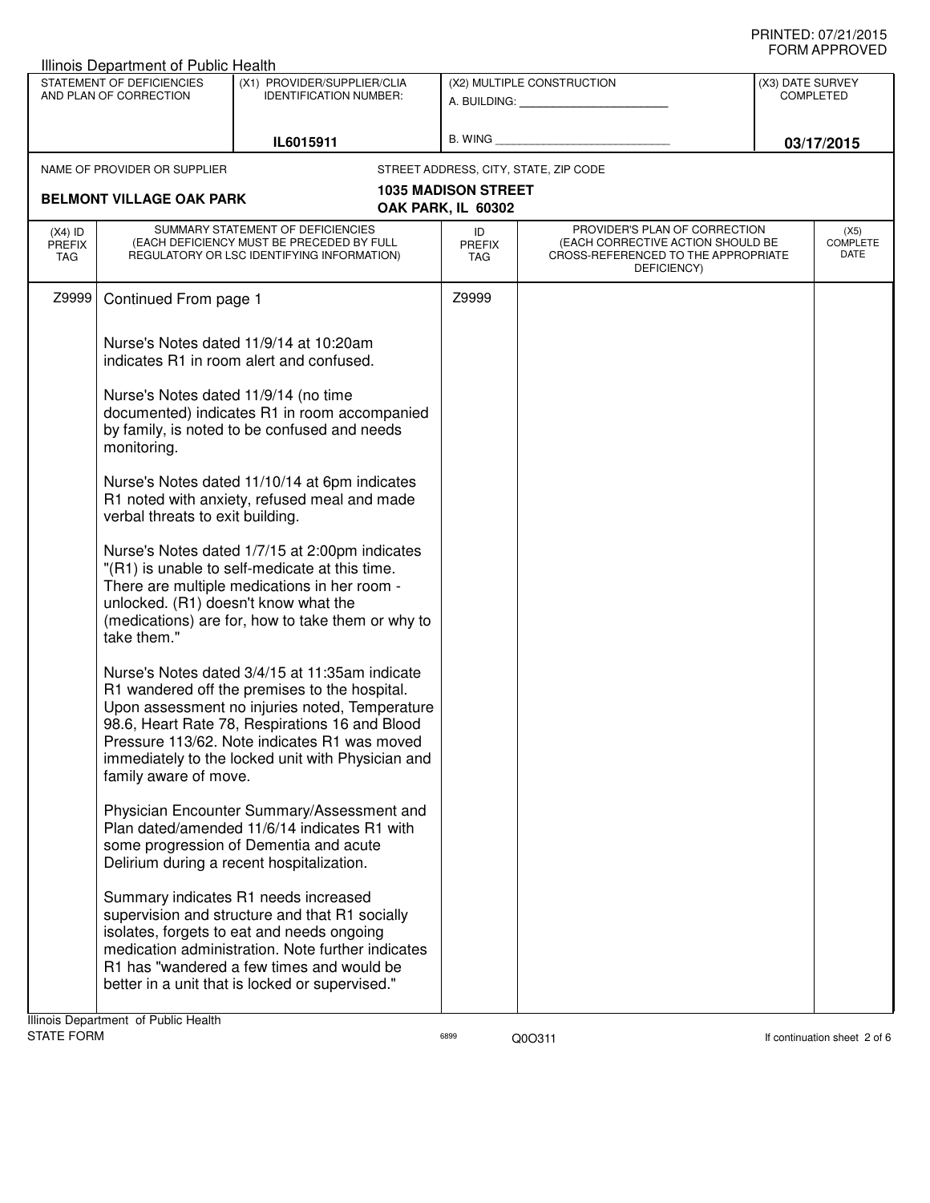Illinois Department of Public Health

| STATEMENT OF DEFICIENCIES AND PLAN OF CORRECTION | (X1) PROVIDER/SUPPLIER/CLIA IDENTIFICATION NUMBER: | (X2) MULTIPLE CONSTRUCTION | (X3) DATE SURVEY COMPLETED |
|---|---|---|---|
| | IL6015911 | A. BUILDING: ______ B. WING ______ | 03/17/2015 |

NAME OF PROVIDER OR SUPPLIER: **BELMONT VILLAGE OAK PARK**

STREET ADDRESS, CITY, STATE, ZIP CODE: **1035 MADISON STREET, OAK PARK, IL 60302**

| (X4) ID PREFIX TAG | SUMMARY STATEMENT OF DEFICIENCIES (EACH DEFICIENCY MUST BE PRECEDED BY FULL REGULATORY OR LSC IDENTIFYING INFORMATION) | ID PREFIX TAG | PROVIDER'S PLAN OF CORRECTION (EACH CORRECTIVE ACTION SHOULD BE CROSS-REFERENCED TO THE APPROPRIATE DEFICIENCY) | (X5) COMPLETE DATE |
|---|---|---|---|---|
| Z9999 | Continued From page 1 | Z9999 | | |

Nurse's Notes dated 11/9/14 at 10:20am indicates R1 in room alert and confused.

Nurse's Notes dated 11/9/14 (no time documented) indicates R1 in room accompanied by family, is noted to be confused and needs monitoring.

Nurse's Notes dated 11/10/14 at 6pm indicates R1 noted with anxiety, refused meal and made verbal threats to exit building.

Nurse's Notes dated 1/7/15 at 2:00pm indicates "(R1) is unable to self-medicate at this time. There are multiple medications in her room - unlocked. (R1) doesn't know what the (medications) are for, how to take them or why to take them."

Nurse's Notes dated 3/4/15 at 11:35am indicate R1 wandered off the premises to the hospital. Upon assessment no injuries noted, Temperature 98.6, Heart Rate 78, Respirations 16 and Blood Pressure 113/62. Note indicates R1 was moved immediately to the locked unit with Physician and family aware of move.

Physician Encounter Summary/Assessment and Plan dated/amended 11/6/14 indicates R1 with some progression of Dementia and acute Delirium during a recent hospitalization.

Summary indicates R1 needs increased supervision and structure and that R1 socially isolates, forgets to eat and needs ongoing medication administration. Note further indicates R1 has "wandered a few times and would be better in a unit that is locked or supervised."

Illinois Department of Public Health
STATE FORM 6899 Q0O311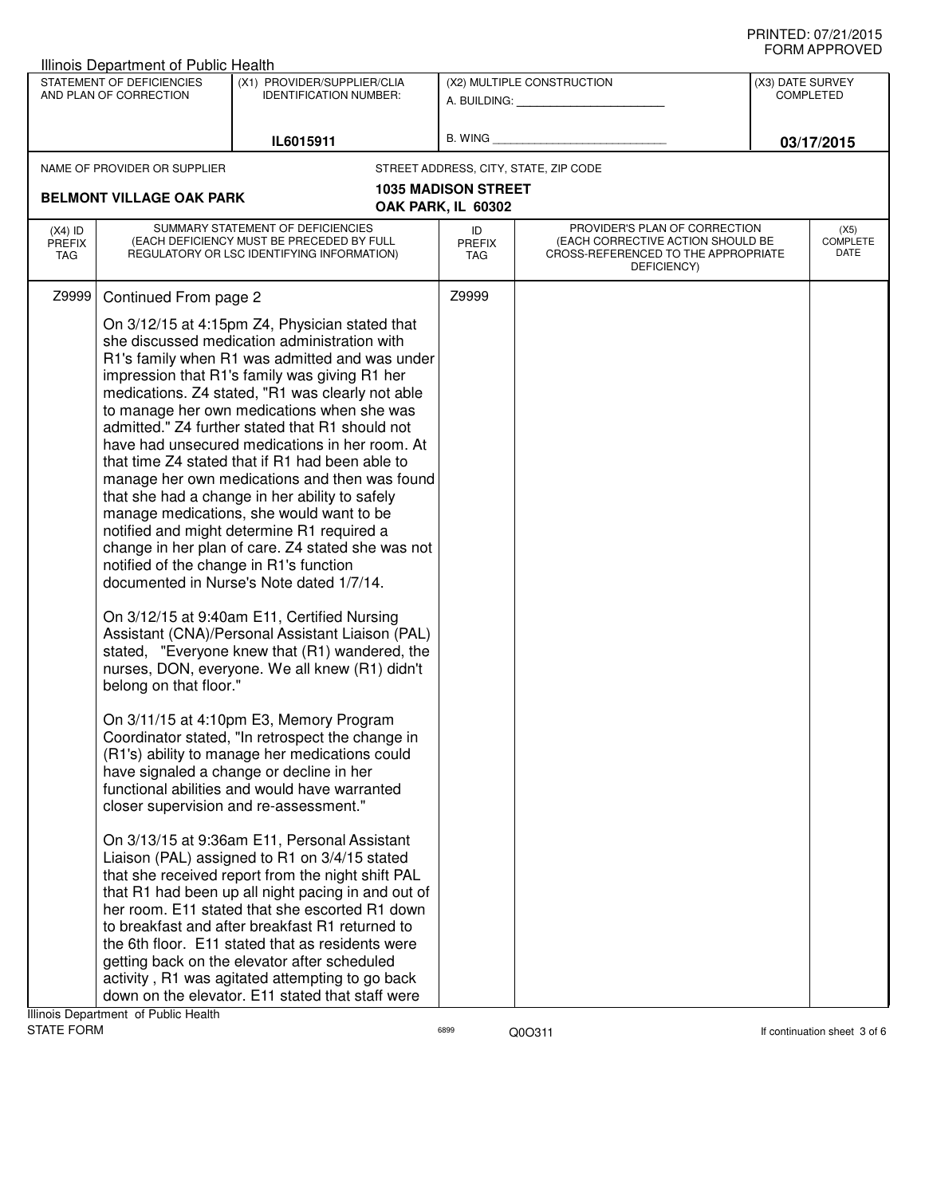Illinois Department of Public Health

| STATEMENT OF DEFICIENCIES AND PLAN OF CORRECTION | (X1) PROVIDER/SUPPLIER/CLIA IDENTIFICATION NUMBER: | (X2) MULTIPLE CONSTRUCTION | (X3) DATE SURVEY COMPLETED |
|---|---|---|---|
| | IL6015911 | A. BUILDING: ______ B. WING ______ | 03/17/2015 |

NAME OF PROVIDER OR SUPPLIER: **BELMONT VILLAGE OAK PARK**

STREET ADDRESS, CITY, STATE, ZIP CODE: **1035 MADISON STREET, OAK PARK, IL 60302**

| (X4) ID PREFIX TAG | SUMMARY STATEMENT OF DEFICIENCIES (EACH DEFICIENCY MUST BE PRECEDED BY FULL REGULATORY OR LSC IDENTIFYING INFORMATION) | ID PREFIX TAG | PROVIDER'S PLAN OF CORRECTION (EACH CORRECTIVE ACTION SHOULD BE CROSS-REFERENCED TO THE APPROPRIATE DEFICIENCY) | (X5) COMPLETE DATE |
|---|---|---|---|---|
| Z9999 | Continued From page 2 | Z9999 | | |

On 3/12/15 at 4:15pm Z4, Physician stated that she discussed medication administration with R1's family when R1 was admitted and was under impression that R1's family was giving R1 her medications. Z4 stated, "R1 was clearly not able to manage her own medications when she was admitted." Z4 further stated that R1 should not have had unsecured medications in her room. At that time Z4 stated that if R1 had been able to manage her own medications and then was found that she had a change in her ability to safely manage medications, she would want to be notified and might determine R1 required a change in her plan of care. Z4 stated she was not notified of the change in R1's function documented in Nurse's Note dated 1/7/14.

On 3/12/15 at 9:40am E11, Certified Nursing Assistant (CNA)/Personal Assistant Liaison (PAL) stated, "Everyone knew that (R1) wandered, the nurses, DON, everyone. We all knew (R1) didn't belong on that floor."

On 3/11/15 at 4:10pm E3, Memory Program Coordinator stated, "In retrospect the change in (R1's) ability to manage her medications could have signaled a change or decline in her functional abilities and would have warranted closer supervision and re-assessment."

On 3/13/15 at 9:36am E11, Personal Assistant Liaison (PAL) assigned to R1 on 3/4/15 stated that she received report from the night shift PAL that R1 had been up all night pacing in and out of her room. E11 stated that she escorted R1 down to breakfast and after breakfast R1 returned to the 6th floor. E11 stated that as residents were getting back on the elevator after scheduled activity , R1 was agitated attempting to go back down on the elevator. E11 stated that staff were

Illinois Department of Public Health
STATE FORM 6899 Q0O311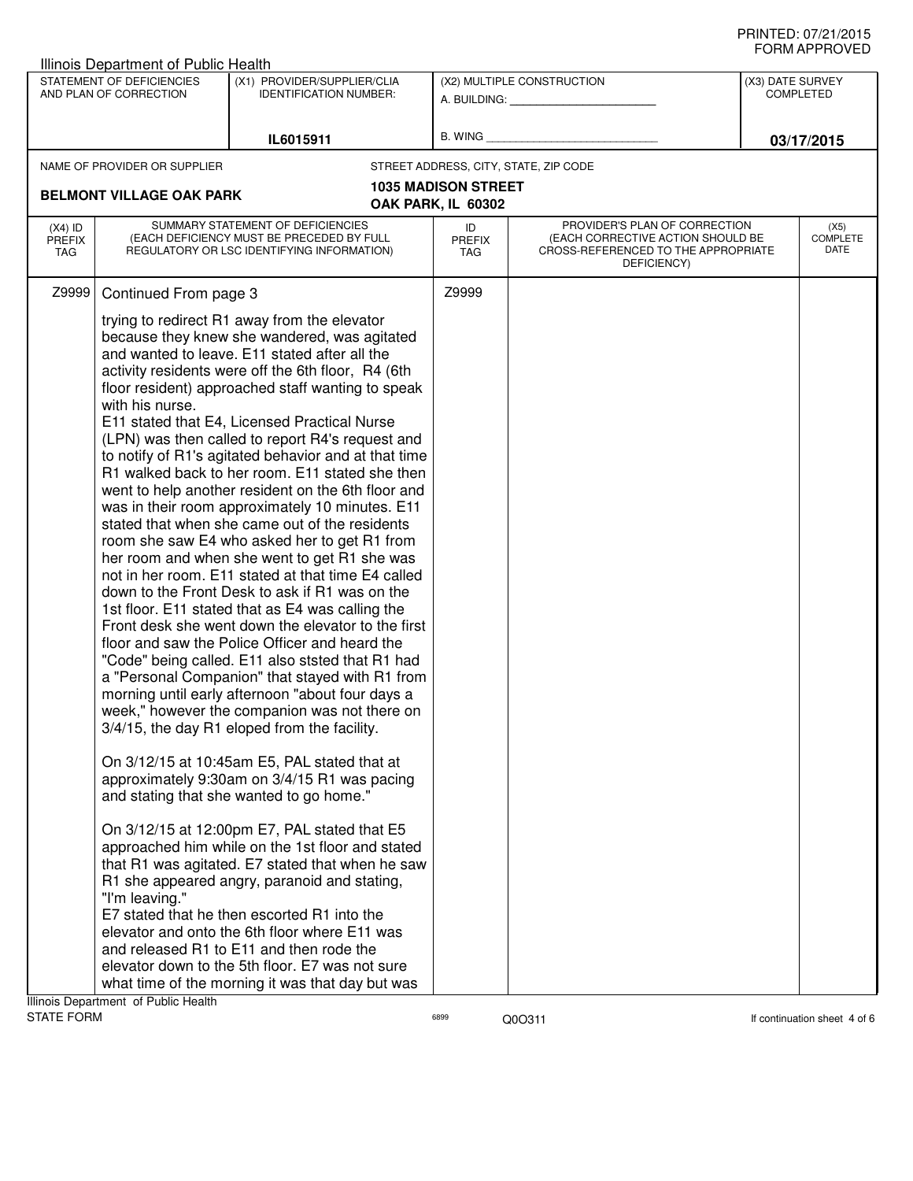Illinois Department of Public Health

| STATEMENT OF DEFICIENCIES AND PLAN OF CORRECTION | (X1) PROVIDER/SUPPLIER/CLIA IDENTIFICATION NUMBER: | (X2) MULTIPLE CONSTRUCTION | (X3) DATE SURVEY COMPLETED |
|---|---|---|---|
| | IL6015911 | A. BUILDING: ______ B. WING ______ | 03/17/2015 |

NAME OF PROVIDER OR SUPPLIER: **BELMONT VILLAGE OAK PARK**

STREET ADDRESS, CITY, STATE, ZIP CODE: **1035 MADISON STREET OAK PARK, IL 60302**

| (X4) ID PREFIX TAG | SUMMARY STATEMENT OF DEFICIENCIES (EACH DEFICIENCY MUST BE PRECEDED BY FULL REGULATORY OR LSC IDENTIFYING INFORMATION) | ID PREFIX TAG | PROVIDER'S PLAN OF CORRECTION (EACH CORRECTIVE ACTION SHOULD BE CROSS-REFERENCED TO THE APPROPRIATE DEFICIENCY) | (X5) COMPLETE DATE |
|---|---|---|---|---|
| Z9999 | Continued From page 3 | Z9999 | | |

trying to redirect R1 away from the elevator because they knew she wandered, was agitated and wanted to leave. E11 stated after all the activity residents were off the 6th floor, R4 (6th floor resident) approached staff wanting to speak with his nurse.
E11 stated that E4, Licensed Practical Nurse (LPN) was then called to report R4's request and to notify of R1's agitated behavior and at that time R1 walked back to her room. E11 stated she then went to help another resident on the 6th floor and was in their room approximately 10 minutes. E11 stated that when she came out of the residents room she saw E4 who asked her to get R1 from her room and when she went to get R1 she was not in her room. E11 stated at that time E4 called down to the Front Desk to ask if R1 was on the 1st floor. E11 stated that as E4 was calling the Front desk she went down the elevator to the first floor and saw the Police Officer and heard the "Code" being called. E11 also ststed that R1 had a "Personal Companion" that stayed with R1 from morning until early afternoon "about four days a week," however the companion was not there on 3/4/15, the day R1 eloped from the facility.

On 3/12/15 at 10:45am E5, PAL stated that at approximately 9:30am on 3/4/15 R1 was pacing and stating that she wanted to go home."

On 3/12/15 at 12:00pm E7, PAL stated that E5 approached him while on the 1st floor and stated that R1 was agitated. E7 stated that when he saw R1 she appeared angry, paranoid and stating, "I'm leaving."
E7 stated that he then escorted R1 into the elevator and onto the 6th floor where E11 was and released R1 to E11 and then rode the elevator down to the 5th floor. E7 was not sure what time of the morning it was that day but was

Illinois Department of Public Health
STATE FORM 6899 Q0O311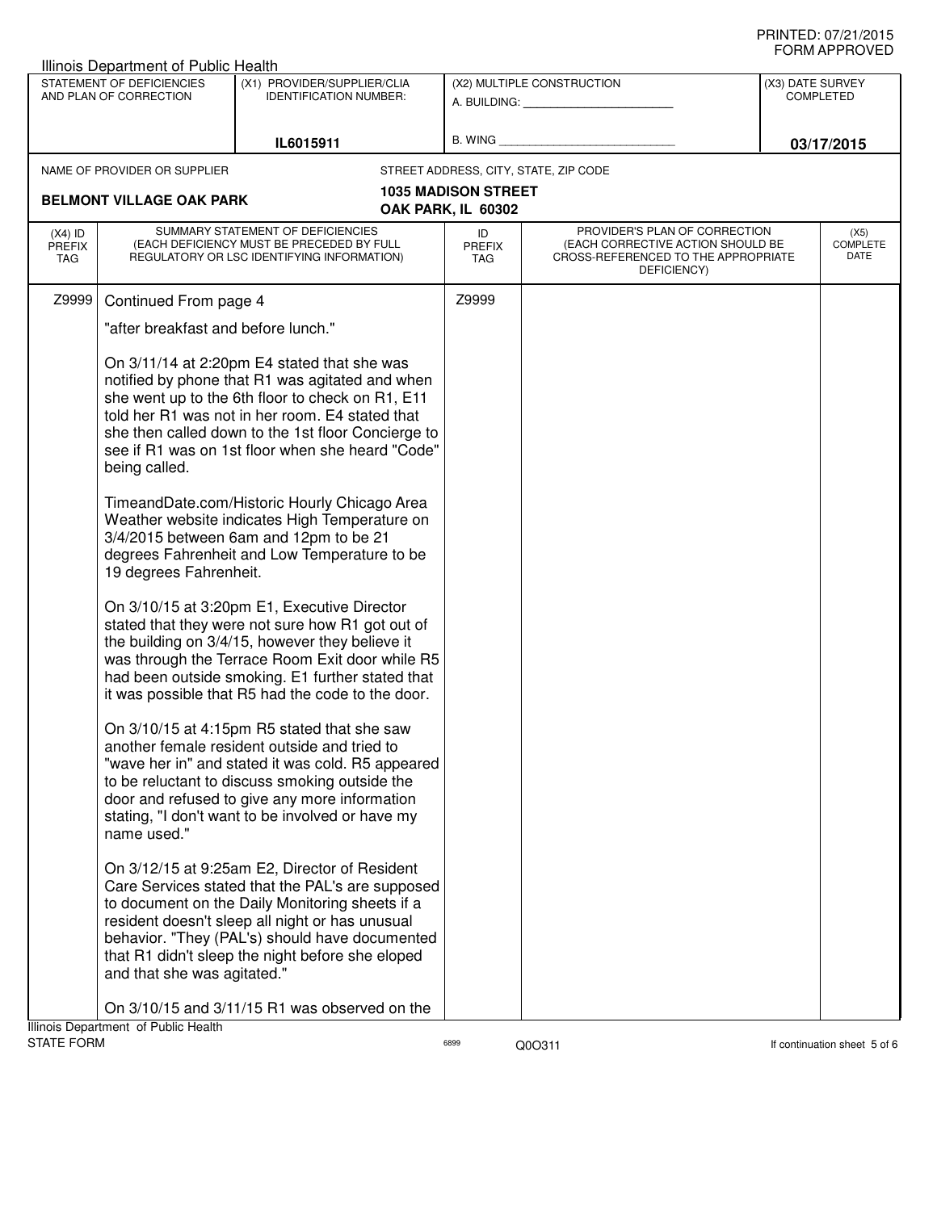Illinois Department of Public Health

| STATEMENT OF DEFICIENCIES AND PLAN OF CORRECTION | (X1) PROVIDER/SUPPLIER/CLIA IDENTIFICATION NUMBER: | (X2) MULTIPLE CONSTRUCTION | (X3) DATE SURVEY COMPLETED |
|---|---|---|---|
| | IL6015911 | A. BUILDING: ______ B. WING ______ | 03/17/2015 |

NAME OF PROVIDER OR SUPPLIER: **BELMONT VILLAGE OAK PARK**

STREET ADDRESS, CITY, STATE, ZIP CODE: **1035 MADISON STREET OAK PARK, IL 60302**

| (X4) ID PREFIX TAG | SUMMARY STATEMENT OF DEFICIENCIES (EACH DEFICIENCY MUST BE PRECEDED BY FULL REGULATORY OR LSC IDENTIFYING INFORMATION) | ID PREFIX TAG | PROVIDER'S PLAN OF CORRECTION (EACH CORRECTIVE ACTION SHOULD BE CROSS-REFERENCED TO THE APPROPRIATE DEFICIENCY) | (X5) COMPLETE DATE |
|---|---|---|---|---|
| Z9999 | Continued From page 4 | Z9999 | | |

"after breakfast and before lunch."

On 3/11/14 at 2:20pm E4 stated that she was notified by phone that R1 was agitated and when she went up to the 6th floor to check on R1, E11 told her R1 was not in her room. E4 stated that she then called down to the 1st floor Concierge to see if R1 was on 1st floor when she heard "Code" being called.

TimeandDate.com/Historic Hourly Chicago Area Weather website indicates High Temperature on 3/4/2015 between 6am and 12pm to be 21 degrees Fahrenheit and Low Temperature to be 19 degrees Fahrenheit.

On 3/10/15 at 3:20pm E1, Executive Director stated that they were not sure how R1 got out of the building on 3/4/15, however they believe it was through the Terrace Room Exit door while R5 had been outside smoking. E1 further stated that it was possible that R5 had the code to the door.

On 3/10/15 at 4:15pm R5 stated that she saw another female resident outside and tried to "wave her in" and stated it was cold. R5 appeared to be reluctant to discuss smoking outside the door and refused to give any more information stating, "I don't want to be involved or have my name used."

On 3/12/15 at 9:25am E2, Director of Resident Care Services stated that the PAL's are supposed to document on the Daily Monitoring sheets if a resident doesn't sleep all night or has unusual behavior. "They (PAL's) should have documented that R1 didn't sleep the night before she eloped and that she was agitated."

On 3/10/15 and 3/11/15 R1 was observed on the

Illinois Department of Public Health
STATE FORM 6899 Q0O311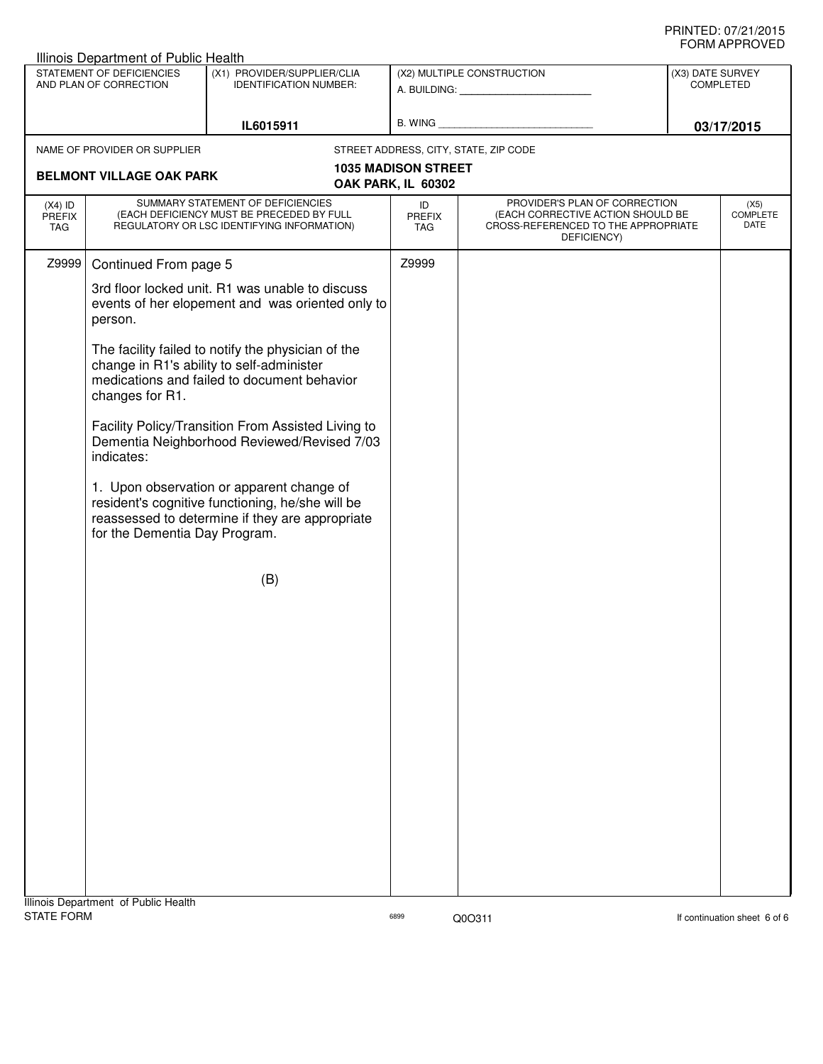Illinois Department of Public Health

| STATEMENT OF DEFICIENCIES AND PLAN OF CORRECTION | (X1) PROVIDER/SUPPLIER/CLIA IDENTIFICATION NUMBER: | (X2) MULTIPLE CONSTRUCTION | (X3) DATE SURVEY COMPLETED |
|---|---|---|---|
| | IL6015911 | A. BUILDING: ______ B. WING ______ | 03/17/2015 |

NAME OF PROVIDER OR SUPPLIER: **BELMONT VILLAGE OAK PARK**

STREET ADDRESS, CITY, STATE, ZIP CODE: **1035 MADISON STREET OAK PARK, IL 60302**

| (X4) ID PREFIX TAG | SUMMARY STATEMENT OF DEFICIENCIES (EACH DEFICIENCY MUST BE PRECEDED BY FULL REGULATORY OR LSC IDENTIFYING INFORMATION) | ID PREFIX TAG | PROVIDER'S PLAN OF CORRECTION (EACH CORRECTIVE ACTION SHOULD BE CROSS-REFERENCED TO THE APPROPRIATE DEFICIENCY) | (X5) COMPLETE DATE |
|---|---|---|---|---|
| Z9999 | Continued From page 5 | Z9999 | | |

3rd floor locked unit. R1 was unable to discuss events of her elopement and was oriented only to person.

The facility failed to notify the physician of the change in R1's ability to self-administer medications and failed to document behavior changes for R1.

Facility Policy/Transition From Assisted Living to Dementia Neighborhood Reviewed/Revised 7/03 indicates:

1. Upon observation or apparent change of resident's cognitive functioning, he/she will be reassessed to determine if they are appropriate for the Dementia Day Program.

(B)

Illinois Department of Public Health
STATE FORM 6899 Q0O311